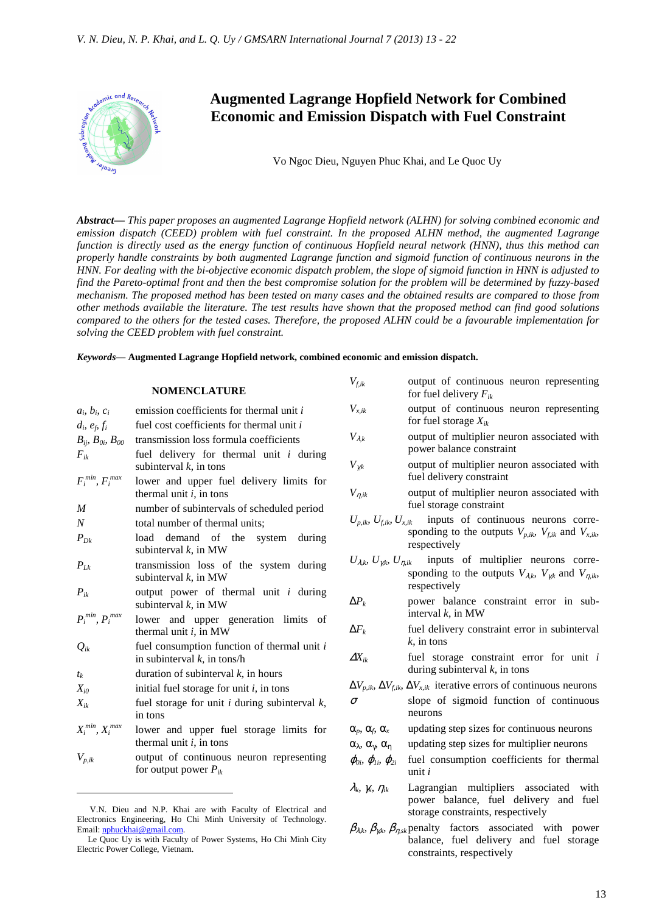# Augmented Lagrange Hopfield Network for Combined Economic and Emission Dispatch with Fuel Constraint

Vo Ngoc Dieu, Nguyen Phuc Khai, and Le Quoc Uy

***Abstract***— *This paper proposes an augmented Lagrange Hopfield network (ALHN) for solving combined economic and emission dispatch (CEED) problem with fuel constraint. In the proposed ALHN method, the augmented Lagrange function is directly used as the energy function of continuous Hopfield neural network (HNN), thus this method can properly handle constraints by both augmented Lagrange function and sigmoid function of continuous neurons in the HNN. For dealing with the bi-objective economic dispatch problem, the slope of sigmoid function in HNN is adjusted to find the Pareto-optimal front and then the best compromise solution for the problem will be determined by fuzzy-based mechanism. The proposed method has been tested on many cases and the obtained results are compared to those from other methods available the literature. The test results have shown that the proposed method can find good solutions compared to the others for the tested cases. Therefore, the proposed ALHN could be a favourable implementation for solving the CEED problem with fuel constraint.*

***Keywords***— **Augmented Lagrange Hopfield network, combined economic and emission dispatch.**

## NOMENCLATURE

| | |
|---|---|
| $a_i$, $b_i$, $c_i$ | emission coefficients for thermal unit $i$ |
| $d_i$, $e_f$, $f_i$ | fuel cost coefficients for thermal unit $i$ |
| $B_{ij}$, $B_{0i}$, $B_{00}$ | transmission loss formula coefficients |
| $F_{ik}$ | fuel delivery for thermal unit $i$ during subinterval $k$, in tons |
| $F_i^{min}$, $F_i^{max}$ | lower and upper fuel delivery limits for thermal unit $i$, in tons |
| $M$ | number of subintervals of scheduled period |
| $N$ | total number of thermal units; |
| $P_{Dk}$ | load demand of the system during subinterval $k$, in MW |
| $P_{Lk}$ | transmission loss of the system during subinterval $k$, in MW |
| $P_{ik}$ | output power of thermal unit $i$ during subinterval $k$, in MW |
| $P_i^{min}$, $P_i^{max}$ | lower and upper generation limits of thermal unit $i$, in MW |
| $Q_{ik}$ | fuel consumption function of thermal unit $i$ in subinterval $k$, in tons/h |
| $t_k$ | duration of subinterval $k$, in hours |
| $X_{i0}$ | initial fuel storage for unit $i$, in tons |
| $X_{ik}$ | fuel storage for unit $i$ during subinterval $k$, in tons |
| $X_i^{min}$, $X_i^{max}$ | lower and upper fuel storage limits for thermal unit $i$, in tons |
| $V_{p,ik}$ | output of continuous neuron representing for output power $P_{ik}$ |
| $V_{f,ik}$ | output of continuous neuron representing for fuel delivery $F_{ik}$ |
| $V_{x,ik}$ | output of continuous neuron representing for fuel storage $X_{ik}$ |
| $V_{\lambda k}$ | output of multiplier neuron associated with power balance constraint |
| $V_{\gamma k}$ | output of multiplier neuron associated with fuel delivery constraint |
| $V_{\eta,ik}$ | output of multiplier neuron associated with fuel storage constraint |
| $U_{p,ik}$, $U_{f,ik}$, $U_{x,ik}$ | inputs of continuous neurons corresponding to the outputs $V_{p,ik}$, $V_{f,ik}$ and $V_{x,ik}$, respectively |
| $U_{\lambda k}$, $U_{\gamma k}$, $U_{\eta,ik}$ | inputs of multiplier neurons corresponding to the outputs $V_{\lambda k}$, $V_{\gamma k}$ and $V_{\eta,ik}$, respectively |
| $\Delta P_k$ | power balance constraint error in subinterval $k$, in MW |
| $\Delta F_k$ | fuel delivery constraint error in subinterval $k$, in tons |
| $\Delta X_{ik}$ | fuel storage constraint error for unit $i$ during subinterval $k$, in tons |
| $\Delta V_{p,ik}$, $\Delta V_{f,ik}$, $\Delta V_{x,ik}$ | iterative errors of continuous neurons |
| $\sigma$ | slope of sigmoid function of continuous neurons |
| $\alpha_p$, $\alpha_f$, $\alpha_x$ | updating step sizes for continuous neurons |
| $\alpha_\lambda$, $\alpha_\gamma$, $\alpha_\eta$ | updating step sizes for multiplier neurons |
| $\varphi_{0i}$, $\varphi_{1i}$, $\varphi_{2i}$ | fuel consumption coefficients for thermal unit $i$ |
| $\lambda_k$, $\gamma_k$, $\eta_{ik}$ | Lagrangian multipliers associated with power balance, fuel delivery and fuel storage constraints, respectively |
| $\beta_{\lambda k}$, $\beta_{\gamma k}$, $\beta_{\eta,sk}$ | penalty factors associated with power balance, fuel delivery and fuel storage constraints, respectively |

V.N. Dieu and N.P. Khai are with Faculty of Electrical and Electronics Engineering, Ho Chi Minh University of Technology. Email: nphuckhai@gmail.com.

Le Quoc Uy is with Faculty of Power Systems, Ho Chi Minh City Electric Power College, Vietnam.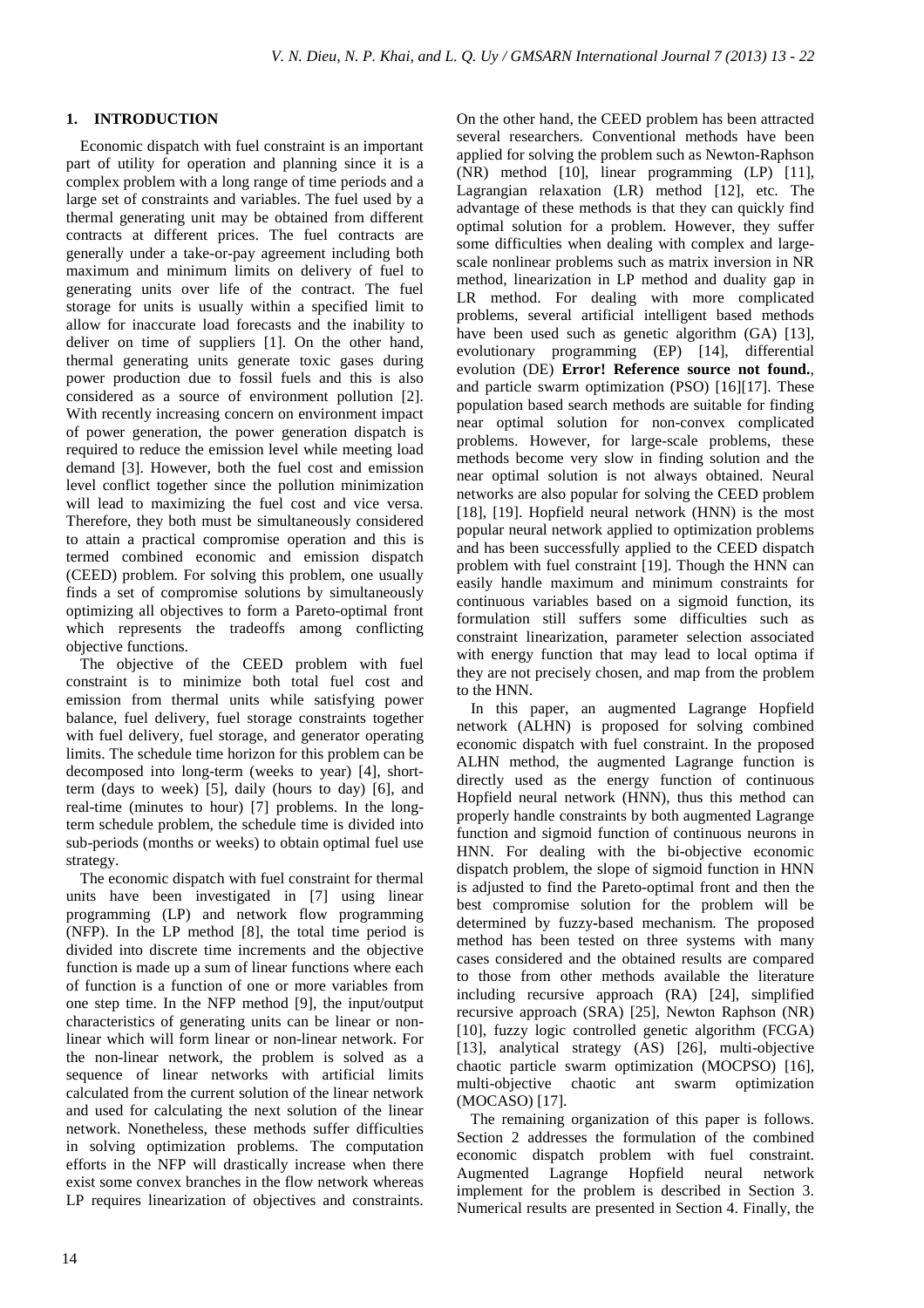## 1. INTRODUCTION

Economic dispatch with fuel constraint is an important part of utility for operation and planning since it is a complex problem with a long range of time periods and a large set of constraints and variables. The fuel used by a thermal generating unit may be obtained from different contracts at different prices. The fuel contracts are generally under a take-or-pay agreement including both maximum and minimum limits on delivery of fuel to generating units over life of the contract. The fuel storage for units is usually within a specified limit to allow for inaccurate load forecasts and the inability to deliver on time of suppliers [1]. On the other hand, thermal generating units generate toxic gases during power production due to fossil fuels and this is also considered as a source of environment pollution [2]. With recently increasing concern on environment impact of power generation, the power generation dispatch is required to reduce the emission level while meeting load demand [3]. However, both the fuel cost and emission level conflict together since the pollution minimization will lead to maximizing the fuel cost and vice versa. Therefore, they both must be simultaneously considered to attain a practical compromise operation and this is termed combined economic and emission dispatch (CEED) problem. For solving this problem, one usually finds a set of compromise solutions by simultaneously optimizing all objectives to form a Pareto-optimal front which represents the tradeoffs among conflicting objective functions.

The objective of the CEED problem with fuel constraint is to minimize both total fuel cost and emission from thermal units while satisfying power balance, fuel delivery, fuel storage constraints together with fuel delivery, fuel storage, and generator operating limits. The schedule time horizon for this problem can be decomposed into long-term (weeks to year) [4], short-term (days to week) [5], daily (hours to day) [6], and real-time (minutes to hour) [7] problems. In the long-term schedule problem, the schedule time is divided into sub-periods (months or weeks) to obtain optimal fuel use strategy.

The economic dispatch with fuel constraint for thermal units have been investigated in [7] using linear programming (LP) and network flow programming (NFP). In the LP method [8], the total time period is divided into discrete time increments and the objective function is made up a sum of linear functions where each of function is a function of one or more variables from one step time. In the NFP method [9], the input/output characteristics of generating units can be linear or non-linear which will form linear or non-linear network. For the non-linear network, the problem is solved as a sequence of linear networks with artificial limits calculated from the current solution of the linear network and used for calculating the next solution of the linear network. Nonetheless, these methods suffer difficulties in solving optimization problems. The computation efforts in the NFP will drastically increase when there exist some convex branches in the flow network whereas LP requires linearization of objectives and constraints.

On the other hand, the CEED problem has been attracted several researchers. Conventional methods have been applied for solving the problem such as Newton-Raphson (NR) method [10], linear programming (LP) [11], Lagrangian relaxation (LR) method [12], etc. The advantage of these methods is that they can quickly find optimal solution for a problem. However, they suffer some difficulties when dealing with complex and large-scale nonlinear problems such as matrix inversion in NR method, linearization in LP method and duality gap in LR method. For dealing with more complicated problems, several artificial intelligent based methods have been used such as genetic algorithm (GA) [13], evolutionary programming (EP) [14], differential evolution (DE) **Error! Reference source not found.**, and particle swarm optimization (PSO) [16][17]. These population based search methods are suitable for finding near optimal solution for non-convex complicated problems. However, for large-scale problems, these methods become very slow in finding solution and the near optimal solution is not always obtained. Neural networks are also popular for solving the CEED problem [18], [19]. Hopfield neural network (HNN) is the most popular neural network applied to optimization problems and has been successfully applied to the CEED dispatch problem with fuel constraint [19]. Though the HNN can easily handle maximum and minimum constraints for continuous variables based on a sigmoid function, its formulation still suffers some difficulties such as constraint linearization, parameter selection associated with energy function that may lead to local optima if they are not precisely chosen, and map from the problem to the HNN.

In this paper, an augmented Lagrange Hopfield network (ALHN) is proposed for solving combined economic dispatch with fuel constraint. In the proposed ALHN method, the augmented Lagrange function is directly used as the energy function of continuous Hopfield neural network (HNN), thus this method can properly handle constraints by both augmented Lagrange function and sigmoid function of continuous neurons in HNN. For dealing with the bi-objective economic dispatch problem, the slope of sigmoid function in HNN is adjusted to find the Pareto-optimal front and then the best compromise solution for the problem will be determined by fuzzy-based mechanism. The proposed method has been tested on three systems with many cases considered and the obtained results are compared to those from other methods available the literature including recursive approach (RA) [24], simplified recursive approach (SRA) [25], Newton Raphson (NR) [10], fuzzy logic controlled genetic algorithm (FCGA) [13], analytical strategy (AS) [26], multi-objective chaotic particle swarm optimization (MOCPSO) [16], multi-objective chaotic ant swarm optimization (MOCASO) [17].

The remaining organization of this paper is follows. Section 2 addresses the formulation of the combined economic dispatch problem with fuel constraint. Augmented Lagrange Hopfield neural network implement for the problem is described in Section 3. Numerical results are presented in Section 4. Finally, the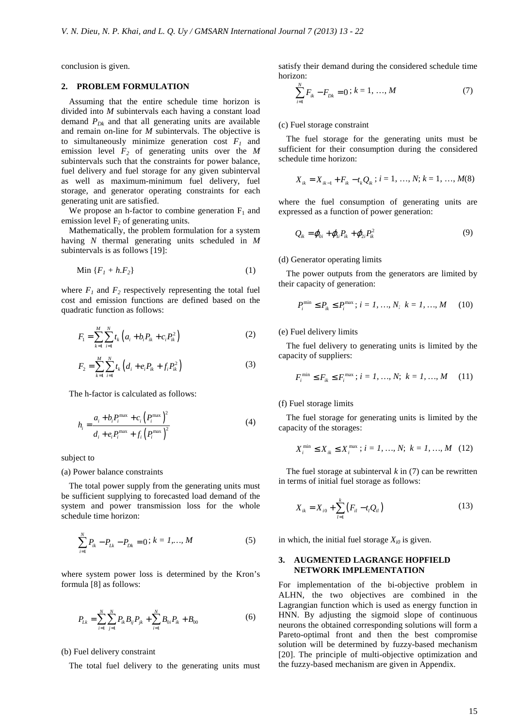conclusion is given.

## 2. PROBLEM FORMULATION

Assuming that the entire schedule time horizon is divided into $M$ subintervals each having a constant load demand $P_{Dk}$ and that all generating units are available and remain on-line for $M$ subintervals. The objective is to simultaneously minimize generation cost $F_1$ and emission level $F_2$ of generating units over the $M$ subintervals such that the constraints for power balance, fuel delivery and fuel storage for any given subinterval as well as maximum-minimum fuel delivery, fuel storage, and generator operating constraints for each generating unit are satisfied.

We propose an h-factor to combine generation $F_1$ and emission level $F_2$ of generating units.

Mathematically, the problem formulation for a system having $N$ thermal generating units scheduled in $M$ subintervals is as follows [19]:

$$\text{Min } \{F_1 + h.F_2\} \tag{1}$$

where $F_1$ and $F_2$ respectively representing the total fuel cost and emission functions are defined based on the quadratic function as follows:

$$F_1 = \sum_{k=1}^{M}\sum_{i=1}^{N} t_k \left(a_i + b_i P_{ik} + c_i P_{ik}^2\right) \tag{2}$$

$$F_2 = \sum_{k=1}^{M}\sum_{i=1}^{N} t_k \left(d_i + e_i P_{ik} + f_i P_{ik}^2\right) \tag{3}$$

The h-factor is calculated as follows:

$$h_i = \frac{a_i + b_i P_i^{\max} + c_i \left(P_i^{\max}\right)^2}{d_i + e_i P_i^{\max} + f_i \left(P_i^{\max}\right)^2} \tag{4}$$

subject to

(a) Power balance constraints

The total power supply from the generating units must be sufficient supplying to forecasted load demand of the system and power transmission loss for the whole schedule time horizon:

$$\sum_{i=1}^{N} P_{ik} - P_{Lk} - P_{Dk} = 0\ ;\ k = 1,\dots, M \tag{5}$$

where system power loss is determined by the Kron's formula [8] as follows:

$$P_{Lk} = \sum_{i=1}^{N}\sum_{j=1}^{N} P_{ik} B_{ij} P_{jk} + \sum_{i=1}^{N} B_{0i} P_{ik} + B_{00} \tag{6}$$

(b) Fuel delivery constraint

The total fuel delivery to the generating units must satisfy their demand during the considered schedule time horizon:

$$\sum_{i=1}^{N} F_{ik} - F_{Dk} = 0\ ;\ k = 1, \dots, M \tag{7}$$

(c) Fuel storage constraint

The fuel storage for the generating units must be sufficient for their consumption during the considered schedule time horizon:

$$X_{ik} = X_{ik-1} + F_{ik} - t_k Q_{ik}\ ;\ i = 1, \dots, N;\ k = 1, \dots, M \tag{8}$$

where the fuel consumption of generating units are expressed as a function of power generation:

$$Q_{ik} = \varphi_{0i} + \varphi_{1i} P_{ik} + \varphi_{2i} P_{ik}^2 \tag{9}$$

(d) Generator operating limits

The power outputs from the generators are limited by their capacity of generation:

$$P_i^{\min} \le P_{ik} \le P_i^{\max}\ ;\ i = 1, \dots, N;\ k = 1, \dots, M \tag{10}$$

(e) Fuel delivery limits

The fuel delivery to generating units is limited by the capacity of suppliers:

$$F_i^{\min} \le F_{ik} \le F_i^{\max}\ ;\ i = 1, \dots, N;\ k = 1, \dots, M \tag{11}$$

(f) Fuel storage limits

The fuel storage for generating units is limited by the capacity of the storages:

$$X_i^{\min} \le X_{ik} \le X_i^{\max}\ ;\ i = 1, \dots, N;\ k = 1, \dots, M \tag{12}$$

The fuel storage at subinterval $k$ in (7) can be rewritten in terms of initial fuel storage as follows:

$$X_{ik} = X_{i0} + \sum_{l=1}^{k}\left(F_{il} - t_l Q_{il}\right) \tag{13}$$

in which, the initial fuel storage $X_{i0}$ is given.

## 3. AUGMENTED LAGRANGE HOPFIELD NETWORK IMPLEMENTATION

For implementation of the bi-objective problem in ALHN, the two objectives are combined in the Lagrangian function which is used as energy function in HNN. By adjusting the sigmoid slope of continuous neurons the obtained corresponding solutions will form a Pareto-optimal front and then the best compromise solution will be determined by fuzzy-based mechanism [20]. The principle of multi-objective optimization and the fuzzy-based mechanism are given in Appendix.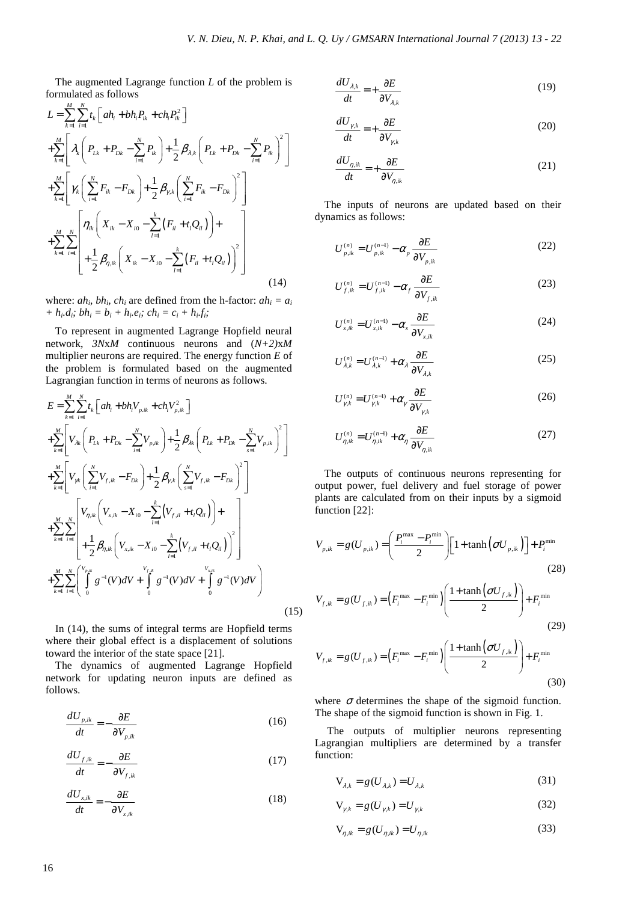The augmented Lagrange function $L$ of the problem is formulated as follows

$$L = \sum_{k=1}^{M}\sum_{i=1}^{N} t_k\left[ah_i + bh_i P_{ik} + ch_i P_{ik}^2\right]$$
$$+\sum_{k=1}^{M}\left[\lambda_k\left(P_{Lk} + P_{Dk} - \sum_{i=1}^{N} P_{ik}\right) + \frac{1}{2}\beta_{\lambda,k}\left(P_{Lk} + P_{Dk} - \sum_{i=1}^{N} P_{ik}\right)^2\right]$$
$$+\sum_{k=1}^{M}\left[\gamma_k\left(\sum_{i=1}^{N} F_{ik} - F_{Dk}\right) + \frac{1}{2}\beta_{\gamma,k}\left(\sum_{i=1}^{N} F_{ik} - F_{Dk}\right)^2\right]$$
$$+\sum_{k=1}^{M}\sum_{i=1}^{N}\left[\begin{array}{l}\eta_{ik}\left(X_{ik} - X_{i0} - \sum_{l=1}^{k}\left(F_{il} + t_l Q_{il}\right)\right) + \\ +\frac{1}{2}\beta_{\eta,ik}\left(X_{ik} - X_{i0} - \sum_{l=1}^{k}\left(F_{il} + t_l Q_{il}\right)\right)^2\end{array}\right] \quad (14)$$

where: $ah_i$, $bh_i$, $ch_i$ are defined from the h-factor: $ah_i = a_i + h_i.d_i$; $bh_i = b_i + h_i.e_i$; $ch_i = c_i + h_i.f_i$;

To represent in augmented Lagrange Hopfield neural network, $3N$x$M$ continuous neurons and $(N+2)$x$M$ multiplier neurons are required. The energy function $E$ of the problem is formulated based on the augmented Lagrangian function in terms of neurons as follows.

$$E = \sum_{k=1}^{M}\sum_{i=1}^{N} t_k\left[ah_i + bh_i V_{p,ik} + ch_i V_{p,ik}^2\right]$$
$$+\sum_{k=1}^{M}\left[V_{\lambda k}\left(P_{Lk} + P_{Dk} - \sum_{i=1}^{N} V_{p,ik}\right) + \frac{1}{2}\beta_{\lambda k}\left(P_{Lk} + P_{Dk} - \sum_{s=1}^{N} V_{p,ik}\right)^2\right]$$
$$+\sum_{k=1}^{M}\left[V_{\gamma k}\left(\sum_{i=1}^{N} V_{f,ik} - F_{Dk}\right) + \frac{1}{2}\beta_{\gamma,k}\left(\sum_{s=1}^{N} V_{f,ik} - F_{Dk}\right)^2\right]$$
$$+\sum_{k=1}^{M}\sum_{i=1}^{N}\left[\begin{array}{l}V_{\eta,ik}\left(V_{x,ik} - X_{i0} - \sum_{l=1}^{k}\left(V_{f,il} + t_l Q_{il}\right)\right) + \\ +\frac{1}{2}\beta_{\eta,ik}\left(V_{x,ik} - X_{i0} - \sum_{l=1}^{k}\left(V_{f,il} + t_l Q_{il}\right)\right)^2\end{array}\right]$$
$$+\sum_{k=1}^{M}\sum_{i=1}^{N}\left(\int_0^{V_{p,ik}} g^{-1}(V)dV + \int_0^{V_{f,ik}} g^{-1}(V)dV + \int_0^{V_{x,ik}} g^{-1}(V)dV\right) \quad (15)$$

In (14), the sums of integral terms are Hopfield terms where their global effect is a displacement of solutions toward the interior of the state space [21].

The dynamics of augmented Lagrange Hopfield network for updating neuron inputs are defined as follows.

$$\frac{dU_{p,ik}}{dt} = -\frac{\partial E}{\partial V_{p,ik}} \quad (16)$$

$$\frac{dU_{f,ik}}{dt} = -\frac{\partial E}{\partial V_{f,ik}} \quad (17)$$

$$\frac{dU_{x,ik}}{dt} = -\frac{\partial E}{\partial V_{x,ik}} \quad (18)$$

$$\frac{dU_{\lambda,k}}{dt} = +\frac{\partial E}{\partial V_{\lambda,k}} \quad (19)$$

$$\frac{dU_{\gamma,k}}{dt} = +\frac{\partial E}{\partial V_{\gamma,k}} \quad (20)$$

$$\frac{dU_{\eta,ik}}{dt} = +\frac{\partial E}{\partial V_{\eta,ik}} \quad (21)$$

The inputs of neurons are updated based on their dynamics as follows:

$$U_{p,ik}^{(n)} = U_{p,ik}^{(n-1)} - \alpha_p \frac{\partial E}{\partial V_{p,ik}} \quad (22)$$

$$U_{f,ik}^{(n)} = U_{f,ik}^{(n-1)} - \alpha_f \frac{\partial E}{\partial V_{f,ik}} \quad (23)$$

$$U_{x,ik}^{(n)} = U_{x,ik}^{(n-1)} - \alpha_x \frac{\partial E}{\partial V_{x,ik}} \quad (24)$$

$$U_{\lambda,k}^{(n)} = U_{\lambda,k}^{(n-1)} + \alpha_\lambda \frac{\partial E}{\partial V_{\lambda,k}} \quad (25)$$

$$U_{\gamma,k}^{(n)} = U_{\gamma,k}^{(n-1)} + \alpha_\gamma \frac{\partial E}{\partial V_{\gamma,k}} \quad (26)$$

$$U_{\eta,ik}^{(n)} = U_{\eta,ik}^{(n-1)} + \alpha_\eta \frac{\partial E}{\partial V_{\eta,ik}} \quad (27)$$

The outputs of continuous neurons representing for output power, fuel delivery and fuel storage of power plants are calculated from on their inputs by a sigmoid function [22]:

$$V_{p,ik} = g(U_{p,ik}) = \left(\frac{P_i^{\max} - P_i^{\min}}{2}\right)\left[1 + \tanh\left(\sigma U_{p,ik}\right)\right] + P_i^{\min} \quad (28)$$

$$V_{f,ik} = g(U_{f,ik}) = \left(F_i^{\max} - F_i^{\min}\right)\left(\frac{1 + \tanh\left(\sigma U_{f,ik}\right)}{2}\right) + F_i^{\min} \quad (29)$$

$$V_{f,ik} = g(U_{f,ik}) = \left(F_i^{\max} - F_i^{\min}\right)\left(\frac{1 + \tanh\left(\sigma U_{f,ik}\right)}{2}\right) + F_i^{\min} \quad (30)$$

where $\sigma$ determines the shape of the sigmoid function. The shape of the sigmoid function is shown in Fig. 1.

The outputs of multiplier neurons representing Lagrangian multipliers are determined by a transfer function:

$$V_{\lambda,k} = g(U_{\lambda,k}) = U_{\lambda,k} \quad (31)$$

$$V_{\gamma,k} = g(U_{\gamma,k}) = U_{\gamma,k} \quad (32)$$

$$V_{\eta,ik} = g(U_{\eta,ik}) = U_{\eta,ik} \quad (33)$$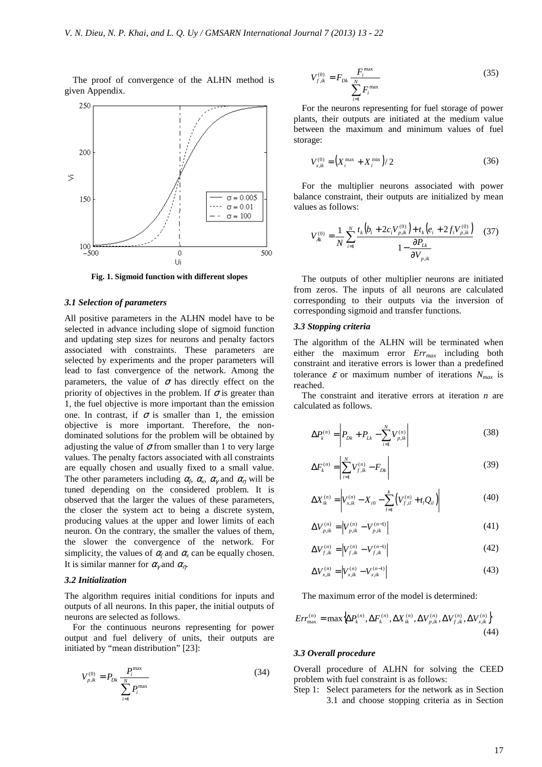The proof of convergence of the ALHN method is given Appendix.

250

200

Vi

150

100

−500

0

500

Ui

σ = 0.005

σ = 0.01

σ = 100

**Fig. 1. Sigmoid function with different slopes**

### *3.1 Selection of parameters*

All positive parameters in the ALHN model have to be selected in advance including slope of sigmoid function and updating step sizes for neurons and penalty factors associated with constraints. These parameters are selected by experiments and the proper parameters will lead to fast convergence of the network. Among the parameters, the value of $\sigma$ has directly effect on the priority of objectives in the problem. If $\sigma$ is greater than 1, the fuel objective is more important than the emission one. In contrast, if $\sigma$ is smaller than 1, the emission objective is more important. Therefore, the non-dominated solutions for the problem will be obtained by adjusting the value of $\sigma$ from smaller than 1 to very large values. The penalty factors associated with all constraints are equally chosen and usually fixed to a small value. The other parameters including $\alpha_f$, $\alpha_x$, $\alpha_\gamma$ and $\alpha_\eta$ will be tuned depending on the considered problem. It is observed that the larger the values of these parameters, the closer the system act to being a discrete system, producing values at the upper and lower limits of each neuron. On the contrary, the smaller the values of them, the slower the convergence of the network. For simplicity, the values of $\alpha_f$ and $\alpha_x$ can be equally chosen. It is similar manner for $\alpha_\gamma$ and $\alpha_\eta$.

### *3.2 Initialization*

The algorithm requires initial conditions for inputs and outputs of all neurons. In this paper, the initial outputs of neurons are selected as follows.

For the continuous neurons representing for power output and fuel delivery of units, their outputs are initiated by "mean distribution" [23]:

$$V_{p,ik}^{(0)} = P_{Dk}\frac{P_i^{\max}}{\sum_{i=1}^{N} P_i^{\max}} \tag{34}$$

$$V_{f,ik}^{(0)} = F_{Dk}\frac{F_i^{\max}}{\sum_{i=1}^{N} F_i^{\max}} \tag{35}$$

For the neurons representing for fuel storage of power plants, their outputs are initiated at the medium value between the maximum and minimum values of fuel storage:

$$V_{x,ik}^{(0)} = \left(X_i^{\max} + X_i^{\min}\right)/2 \tag{36}$$

For the multiplier neurons associated with power balance constraint, their outputs are initialized by mean values as follows:

$$V_{\lambda k}^{(0)} = \frac{1}{N}\sum_{i=1}^{N}\frac{t_k\left(b_i + 2c_iV_{p,ik}^{(0)}\right) + t_k\left(e_i + 2f_iV_{p,ik}^{(0)}\right)}{1 - \dfrac{\partial P_{Lk}}{\partial V_{p,ik}}} \tag{37}$$

The outputs of other multiplier neurons are initiated from zeros. The inputs of all neurons are calculated corresponding to their outputs via the inversion of corresponding sigmoid and transfer functions.

### *3.3 Stopping criteria*

The algorithm of the ALHN will be terminated when either the maximum error $Err_{max}$ including both constraint and iterative errors is lower than a predefined tolerance $\varepsilon$ or maximum number of iterations $N_{max}$ is reached.

The constraint and iterative errors at iteration $n$ are calculated as follows.

$$\Delta P_k^{(n)} = \left| P_{Dk} + P_{Lk} - \sum_{i=1}^{N} V_{p,ik}^{(n)} \right| \tag{38}$$

$$\Delta F_k^{(n)} = \left| \sum_{i=1}^{N} V_{f,ik}^{(n)} - F_{Dk} \right| \tag{39}$$

$$\Delta X_{ik}^{(n)} = \left| V_{x,ik}^{(n)} - X_{i0} - \sum_{l=1}^{k}\left(V_{f,il}^{(n)} + t_l Q_{il}\right) \right| \tag{40}$$

$$\Delta V_{p,ik}^{(n)} = \left| V_{p,ik}^{(n)} - V_{p,ik}^{(n-1)} \right| \tag{41}$$

$$\Delta V_{f,ik}^{(n)} = \left| V_{f,ik}^{(n)} - V_{f,ik}^{(n-1)} \right| \tag{42}$$

$$\Delta V_{x,ik}^{(n)} = \left| V_{x,ik}^{(n)} - V_{x,ik}^{(n-1)} \right| \tag{43}$$

The maximum error of the model is determined:

$$Err_{\max}^{(n)} = \max\left\{\Delta P_k^{(n)}, \Delta F_k^{(n)}, \Delta X_{ik}^{(n)}, \Delta V_{p,ik}^{(n)}, \Delta V_{f,ik}^{(n)}, \Delta V_{x,ik}^{(n)}\right\} \tag{44}$$

### *3.3 Overall procedure*

Overall procedure of ALHN for solving the CEED problem with fuel constraint is as follows:

Step 1: Select parameters for the network as in Section 3.1 and choose stopping criteria as in Section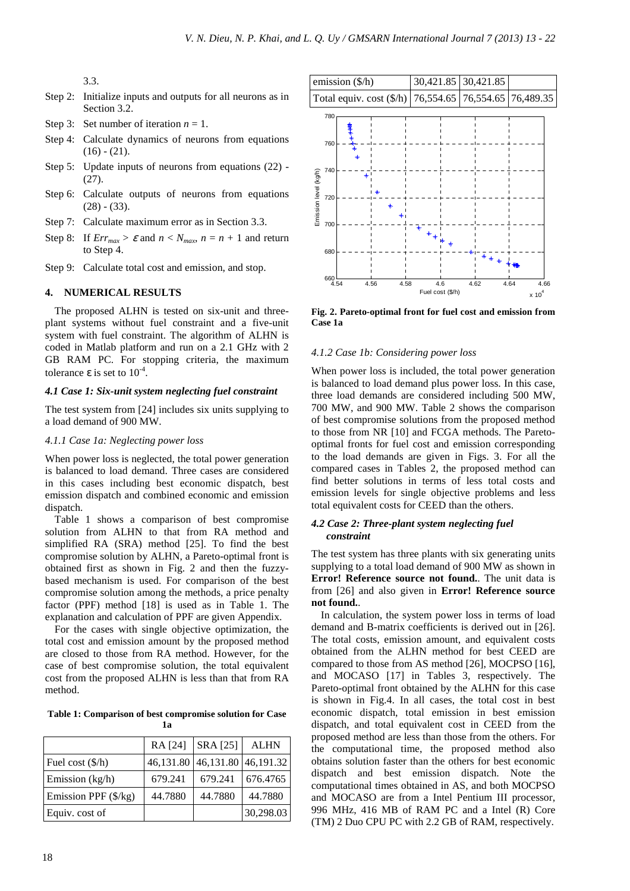3.3.

- Step 2: Initialize inputs and outputs for all neurons as in Section 3.2.
- Step 3: Set number of iteration $n = 1$.
- Step 4: Calculate dynamics of neurons from equations (16) - (21).
- Step 5: Update inputs of neurons from equations (22) - (27).
- Step 6: Calculate outputs of neurons from equations (28) - (33).
- Step 7: Calculate maximum error as in Section 3.3.
- Step 8: If $Err_{max} > \varepsilon$ and $n < N_{max}$, $n = n + 1$ and return to Step 4.
- Step 9: Calculate total cost and emission, and stop.

## 4. NUMERICAL RESULTS

The proposed ALHN is tested on six-unit and three-plant systems without fuel constraint and a five-unit system with fuel constraint. The algorithm of ALHN is coded in Matlab platform and run on a 2.1 GHz with 2 GB RAM PC. For stopping criteria, the maximum tolerance $\varepsilon$ is set to $10^{-4}$.

### *4.1 Case 1: Six-unit system neglecting fuel constraint*

The test system from [24] includes six units supplying to a load demand of 900 MW.

#### *4.1.1 Case 1a: Neglecting power loss*

When power loss is neglected, the total power generation is balanced to load demand. Three cases are considered in this cases including best economic dispatch, best emission dispatch and combined economic and emission dispatch.

Table 1 shows a comparison of best compromise solution from ALHN to that from RA method and simplified RA (SRA) method [25]. To find the best compromise solution by ALHN, a Pareto-optimal front is obtained first as shown in Fig. 2 and then the fuzzy-based mechanism is used. For comparison of the best compromise solution among the methods, a price penalty factor (PPF) method [18] is used as in Table 1. The explanation and calculation of PPF are given Appendix.

For the cases with single objective optimization, the total cost and emission amount by the proposed method are closed to those from RA method. However, for the case of best compromise solution, the total equivalent cost from the proposed ALHN is less than that from RA method.

**Table 1: Comparison of best compromise solution for Case 1a**

| | RA [24] | SRA [25] | ALHN |
|---|---|---|---|
| Fuel cost (\$/h) | 46,131.80 | 46,131.80 | 46,191.32 |
| Emission (kg/h) | 679.241 | 679.241 | 676.4765 |
| Emission PPF (\$/kg) | 44.7880 | 44.7880 | 44.7880 |
| Equiv. cost of emission (\$/h) | 30,421.85 | 30,421.85 | 30,298.03 |
| Total equiv. cost (\$/h) | 76,554.65 | 76,554.65 | 76,489.35 |

Emission level (kg/h)
780
760
740
720
700
680
660
4.54 4.56 4.58 4.6 4.62 4.64 4.66
Fuel cost (\$/h)
x $10^4$

**Fig. 2. Pareto-optimal front for fuel cost and emission from Case 1a**

#### *4.1.2 Case 1b: Considering power loss*

When power loss is included, the total power generation is balanced to load demand plus power loss. In this case, three load demands are considered including 500 MW, 700 MW, and 900 MW. Table 2 shows the comparison of best compromise solutions from the proposed method to those from NR [10] and FCGA methods. The Pareto-optimal fronts for fuel cost and emission corresponding to the load demands are given in Figs. 3. For all the compared cases in Tables 2, the proposed method can find better solutions in terms of less total costs and emission levels for single objective problems and less total equivalent costs for CEED than the others.

### *4.2 Case 2: Three-plant system neglecting fuel constraint*

The test system has three plants with six generating units supplying to a total load demand of 900 MW as shown in **Error! Reference source not found.**. The unit data is from [26] and also given in **Error! Reference source not found.**.

In calculation, the system power loss in terms of load demand and B-matrix coefficients is derived out in [26]. The total costs, emission amount, and equivalent costs obtained from the ALHN method for best CEED are compared to those from AS method [26], MOCPSO [16], and MOCASO [17] in Tables 3, respectively. The Pareto-optimal front obtained by the ALHN for this case is shown in Fig.4. In all cases, the total cost in best economic dispatch, total emission in best emission dispatch, and total equivalent cost in CEED from the proposed method are less than those from the others. For the computational time, the proposed method also obtains solution faster than the others for best economic dispatch and best emission dispatch. Note the computational times obtained in AS, and both MOCPSO and MOCASO are from a Intel Pentium III processor, 996 MHz, 416 MB of RAM PC and a Intel (R) Core (TM) 2 Duo CPU PC with 2.2 GB of RAM, respectively.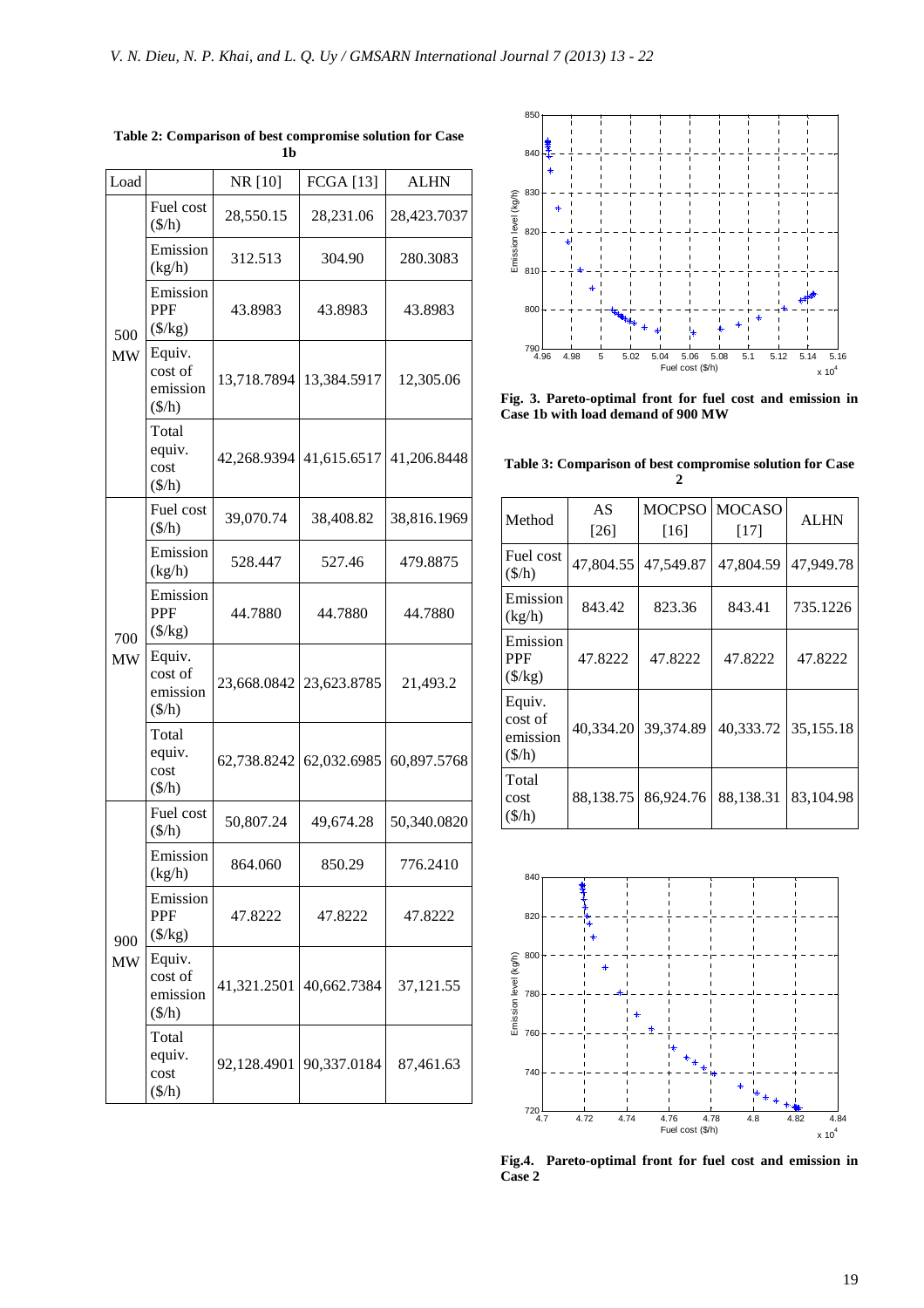**Table 2: Comparison of best compromise solution for Case 1b**

| Load | | NR [10] | FCGA [13] | ALHN |
|---|---|---|---|---|
| 500 MW | Fuel cost ($/h) | 28,550.15 | 28,231.06 | 28,423.7037 |
| | Emission (kg/h) | 312.513 | 304.90 | 280.3083 |
| | Emission PPF ($/kg) | 43.8983 | 43.8983 | 43.8983 |
| | Equiv. cost of emission ($/h) | 13,718.7894 | 13,384.5917 | 12,305.06 |
| | Total equiv. cost ($/h) | 42,268.9394 | 41,615.6517 | 41,206.8448 |
| 700 MW | Fuel cost ($/h) | 39,070.74 | 38,408.82 | 38,816.1969 |
| | Emission (kg/h) | 528.447 | 527.46 | 479.8875 |
| | Emission PPF ($/kg) | 44.7880 | 44.7880 | 44.7880 |
| | Equiv. cost of emission ($/h) | 23,668.0842 | 23,623.8785 | 21,493.2 |
| | Total equiv. cost ($/h) | 62,738.8242 | 62,032.6985 | 60,897.5768 |
| 900 MW | Fuel cost ($/h) | 50,807.24 | 49,674.28 | 50,340.0820 |
| | Emission (kg/h) | 864.060 | 850.29 | 776.2410 |
| | Emission PPF ($/kg) | 47.8222 | 47.8222 | 47.8222 |
| | Equiv. cost of emission ($/h) | 41,321.2501 | 40,662.7384 | 37,121.55 |
| | Total equiv. cost ($/h) | 92,128.4901 | 90,337.0184 | 87,461.63 |

Emission level (kg/h)
850
840
830
820
810
800
790
Fuel cost ($/h)
4.96 4.98 5 5.02 5.04 5.06 5.08 5.1 5.12 5.14 5.16
x $10^4$

**Fig. 3. Pareto-optimal front for fuel cost and emission in Case 1b with load demand of 900 MW**

**Table 3: Comparison of best compromise solution for Case 2**

| Method | AS [26] | MOCPSO [16] | MOCASO [17] | ALHN |
|---|---|---|---|---|
| Fuel cost ($/h) | 47,804.55 | 47,549.87 | 47,804.59 | 47,949.78 |
| Emission (kg/h) | 843.42 | 823.36 | 843.41 | 735.1226 |
| Emission PPF ($/kg) | 47.8222 | 47.8222 | 47.8222 | 47.8222 |
| Equiv. cost of emission ($/h) | 40,334.20 | 39,374.89 | 40,333.72 | 35,155.18 |
| Total cost ($/h) | 88,138.75 | 86,924.76 | 88,138.31 | 83,104.98 |

Emission level (kg/h)
840
820
800
780
760
740
720
Fuel cost ($/h)
4.7 4.72 4.74 4.76 4.78 4.8 4.82 4.84
x $10^4$

**Fig.4. Pareto-optimal front for fuel cost and emission in Case 2**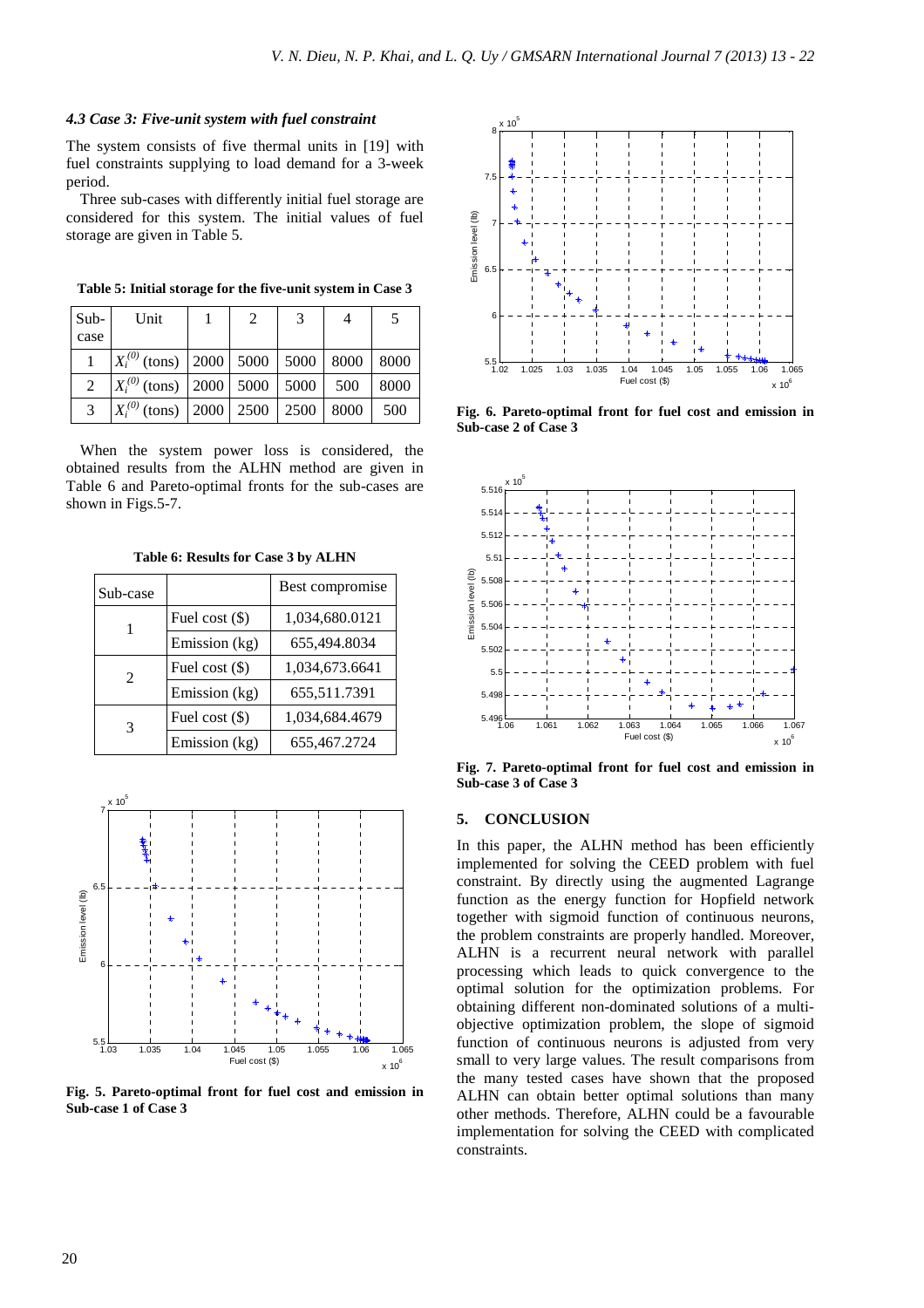### 4.3 Case 3: Five-unit system with fuel constraint

The system consists of five thermal units in [19] with fuel constraints supplying to load demand for a 3-week period.

Three sub-cases with differently initial fuel storage are considered for this system. The initial values of fuel storage are given in Table 5.

**Table 5: Initial storage for the five-unit system in Case 3**

| Sub-case | Unit | 1 | 2 | 3 | 4 | 5 |
|---|---|---|---|---|---|---|
| 1 | $X_i^{(0)}$ (tons) | 2000 | 5000 | 5000 | 8000 | 8000 |
| 2 | $X_i^{(0)}$ (tons) | 2000 | 5000 | 5000 | 500 | 8000 |
| 3 | $X_i^{(0)}$ (tons) | 2000 | 2500 | 2500 | 8000 | 500 |

When the system power loss is considered, the obtained results from the ALHN method are given in Table 6 and Pareto-optimal fronts for the sub-cases are shown in Figs.5-7.

**Table 6: Results for Case 3 by ALHN**

| Sub-case | | Best compromise |
|---|---|---|
| 1 | Fuel cost ($) | 1,034,680.0121 |
| | Emission (kg) | 655,494.8034 |
| 2 | Fuel cost ($) | 1,034,673.6641 |
| | Emission (kg) | 655,511.7391 |
| 3 | Fuel cost ($) | 1,034,684.4679 |
| | Emission (kg) | 655,467.2724 |

**Fig. 5. Pareto-optimal front for fuel cost and emission in Sub-case 1 of Case 3**

**Fig. 6. Pareto-optimal front for fuel cost and emission in Sub-case 2 of Case 3**

**Fig. 7. Pareto-optimal front for fuel cost and emission in Sub-case 3 of Case 3**

## 5. CONCLUSION

In this paper, the ALHN method has been efficiently implemented for solving the CEED problem with fuel constraint. By directly using the augmented Lagrange function as the energy function for Hopfield network together with sigmoid function of continuous neurons, the problem constraints are properly handled. Moreover, ALHN is a recurrent neural network with parallel processing which leads to quick convergence to the optimal solution for the optimization problems. For obtaining different non-dominated solutions of a multi-objective optimization problem, the slope of sigmoid function of continuous neurons is adjusted from very small to very large values. The result comparisons from the many tested cases have shown that the proposed ALHN can obtain better optimal solutions than many other methods. Therefore, ALHN could be a favourable implementation for solving the CEED with complicated constraints.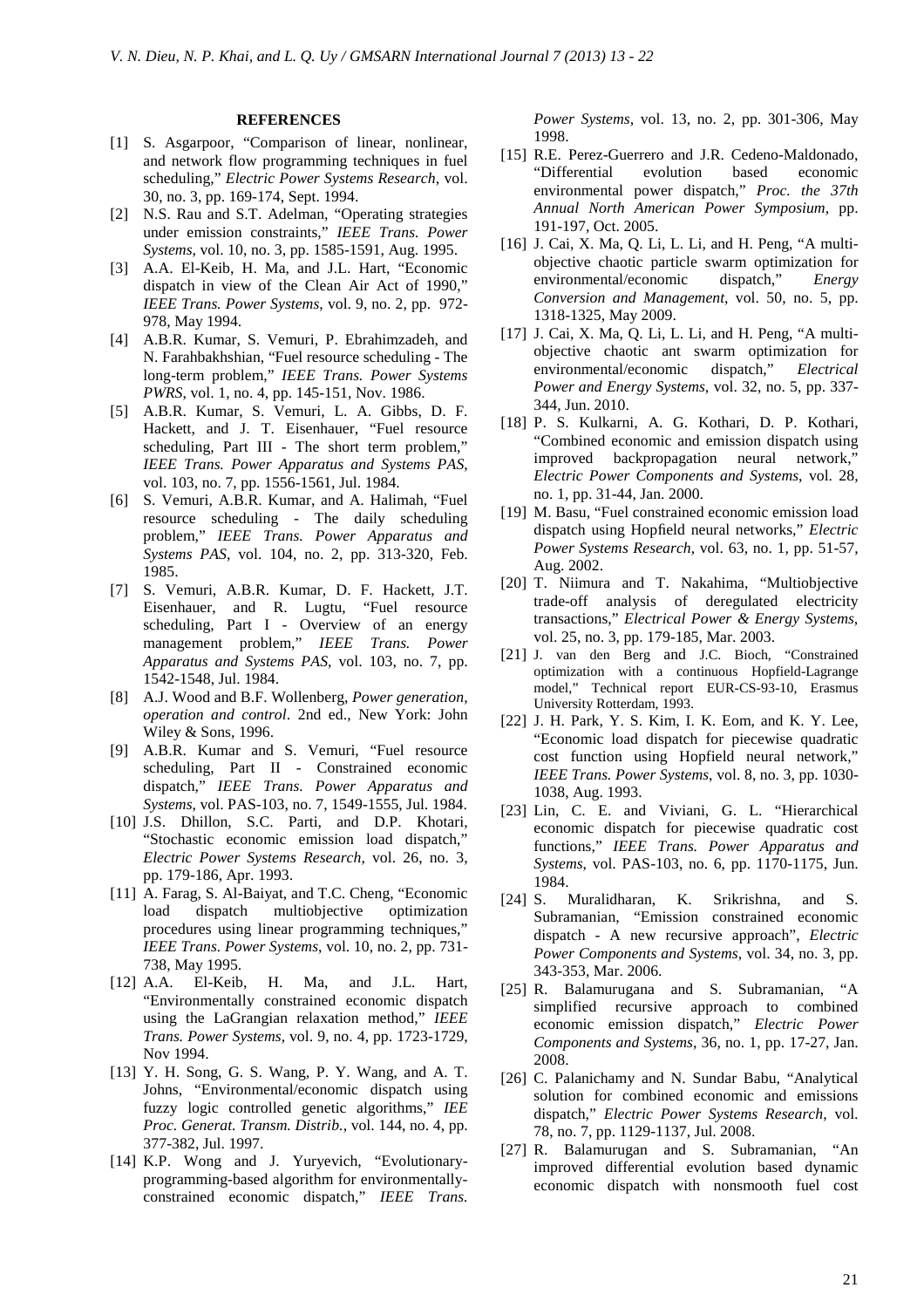### REFERENCES

[1] S. Asgarpoor, "Comparison of linear, nonlinear, and network flow programming techniques in fuel scheduling," *Electric Power Systems Research*, vol. 30, no. 3, pp. 169-174, Sept. 1994.

[2] N.S. Rau and S.T. Adelman, "Operating strategies under emission constraints," *IEEE Trans. Power Systems*, vol. 10, no. 3, pp. 1585-1591, Aug. 1995.

[3] A.A. El-Keib, H. Ma, and J.L. Hart, "Economic dispatch in view of the Clean Air Act of 1990," *IEEE Trans. Power Systems*, vol. 9, no. 2, pp. 972-978, May 1994.

[4] A.B.R. Kumar, S. Vemuri, P. Ebrahimzadeh, and N. Farahbakhshian, "Fuel resource scheduling - The long-term problem," *IEEE Trans. Power Systems PWRS*, vol. 1, no. 4, pp. 145-151, Nov. 1986.

[5] A.B.R. Kumar, S. Vemuri, L. A. Gibbs, D. F. Hackett, and J. T. Eisenhauer, "Fuel resource scheduling, Part III - The short term problem," *IEEE Trans. Power Apparatus and Systems PAS*, vol. 103, no. 7, pp. 1556-1561, Jul. 1984.

[6] S. Vemuri, A.B.R. Kumar, and A. Halimah, "Fuel resource scheduling - The daily scheduling problem," *IEEE Trans. Power Apparatus and Systems PAS*, vol. 104, no. 2, pp. 313-320, Feb. 1985.

[7] S. Vemuri, A.B.R. Kumar, D. F. Hackett, J.T. Eisenhauer, and R. Lugtu, "Fuel resource scheduling, Part I - Overview of an energy management problem," *IEEE Trans. Power Apparatus and Systems PAS*, vol. 103, no. 7, pp. 1542-1548, Jul. 1984.

[8] A.J. Wood and B.F. Wollenberg, *Power generation, operation and control*. 2nd ed., New York: John Wiley & Sons, 1996.

[9] A.B.R. Kumar and S. Vemuri, "Fuel resource scheduling, Part II - Constrained economic dispatch," *IEEE Trans. Power Apparatus and Systems*, vol. PAS-103, no. 7, 1549-1555, Jul. 1984.

[10] J.S. Dhillon, S.C. Parti, and D.P. Khotari, "Stochastic economic emission load dispatch," *Electric Power Systems Research*, vol. 26, no. 3, pp. 179-186, Apr. 1993.

[11] A. Farag, S. Al-Baiyat, and T.C. Cheng, "Economic load dispatch multiobjective optimization procedures using linear programming techniques," *IEEE Trans. Power Systems*, vol. 10, no. 2, pp. 731-738, May 1995.

[12] A.A. El-Keib, H. Ma, and J.L. Hart, "Environmentally constrained economic dispatch using the LaGrangian relaxation method," *IEEE Trans. Power Systems*, vol. 9, no. 4, pp. 1723-1729, Nov 1994.

[13] Y. H. Song, G. S. Wang, P. Y. Wang, and A. T. Johns, "Environmental/economic dispatch using fuzzy logic controlled genetic algorithms," *IEE Proc. Generat. Transm. Distrib.*, vol. 144, no. 4, pp. 377-382, Jul. 1997.

[14] K.P. Wong and J. Yuryevich, "Evolutionary-programming-based algorithm for environmentally-constrained economic dispatch," *IEEE Trans. Power Systems*, vol. 13, no. 2, pp. 301-306, May 1998.

[15] R.E. Perez-Guerrero and J.R. Cedeno-Maldonado, "Differential evolution based economic environmental power dispatch," *Proc. the 37th Annual North American Power Symposium*, pp. 191-197, Oct. 2005.

[16] J. Cai, X. Ma, Q. Li, L. Li, and H. Peng, "A multi-objective chaotic particle swarm optimization for environmental/economic dispatch," *Energy Conversion and Management*, vol. 50, no. 5, pp. 1318-1325, May 2009.

[17] J. Cai, X. Ma, Q. Li, L. Li, and H. Peng, "A multi-objective chaotic ant swarm optimization for environmental/economic dispatch," *Electrical Power and Energy Systems*, vol. 32, no. 5, pp. 337-344, Jun. 2010.

[18] P. S. Kulkarni, A. G. Kothari, D. P. Kothari, "Combined economic and emission dispatch using improved backpropagation neural network," *Electric Power Components and Systems*, vol. 28, no. 1, pp. 31-44, Jan. 2000.

[19] M. Basu, "Fuel constrained economic emission load dispatch using Hopfield neural networks," *Electric Power Systems Research*, vol. 63, no. 1, pp. 51-57, Aug. 2002.

[20] T. Niimura and T. Nakahima, "Multiobjective trade-off analysis of deregulated electricity transactions," *Electrical Power & Energy Systems*, vol. 25, no. 3, pp. 179-185, Mar. 2003.

[21] J. van den Berg and J.C. Bioch, "Constrained optimization with a continuous Hopfield-Lagrange model," Technical report EUR-CS-93-10, Erasmus University Rotterdam, 1993.

[22] J. H. Park, Y. S. Kim, I. K. Eom, and K. Y. Lee, "Economic load dispatch for piecewise quadratic cost function using Hopfield neural network," *IEEE Trans. Power Systems*, vol. 8, no. 3, pp. 1030-1038, Aug. 1993.

[23] Lin, C. E. and Viviani, G. L. "Hierarchical economic dispatch for piecewise quadratic cost functions," *IEEE Trans. Power Apparatus and Systems*, vol. PAS-103, no. 6, pp. 1170-1175, Jun. 1984.

[24] S. Muralidharan, K. Srikrishna, and S. Subramanian, "Emission constrained economic dispatch - A new recursive approach", *Electric Power Components and Systems*, vol. 34, no. 3, pp. 343-353, Mar. 2006.

[25] R. Balamurugana and S. Subramanian, "A simplified recursive approach to combined economic emission dispatch," *Electric Power Components and Systems*, 36, no. 1, pp. 17-27, Jan. 2008.

[26] C. Palanichamy and N. Sundar Babu, "Analytical solution for combined economic and emissions dispatch," *Electric Power Systems Research*, vol. 78, no. 7, pp. 1129-1137, Jul. 2008.

[27] R. Balamurugan and S. Subramanian, "An improved differential evolution based dynamic economic dispatch with nonsmooth fuel cost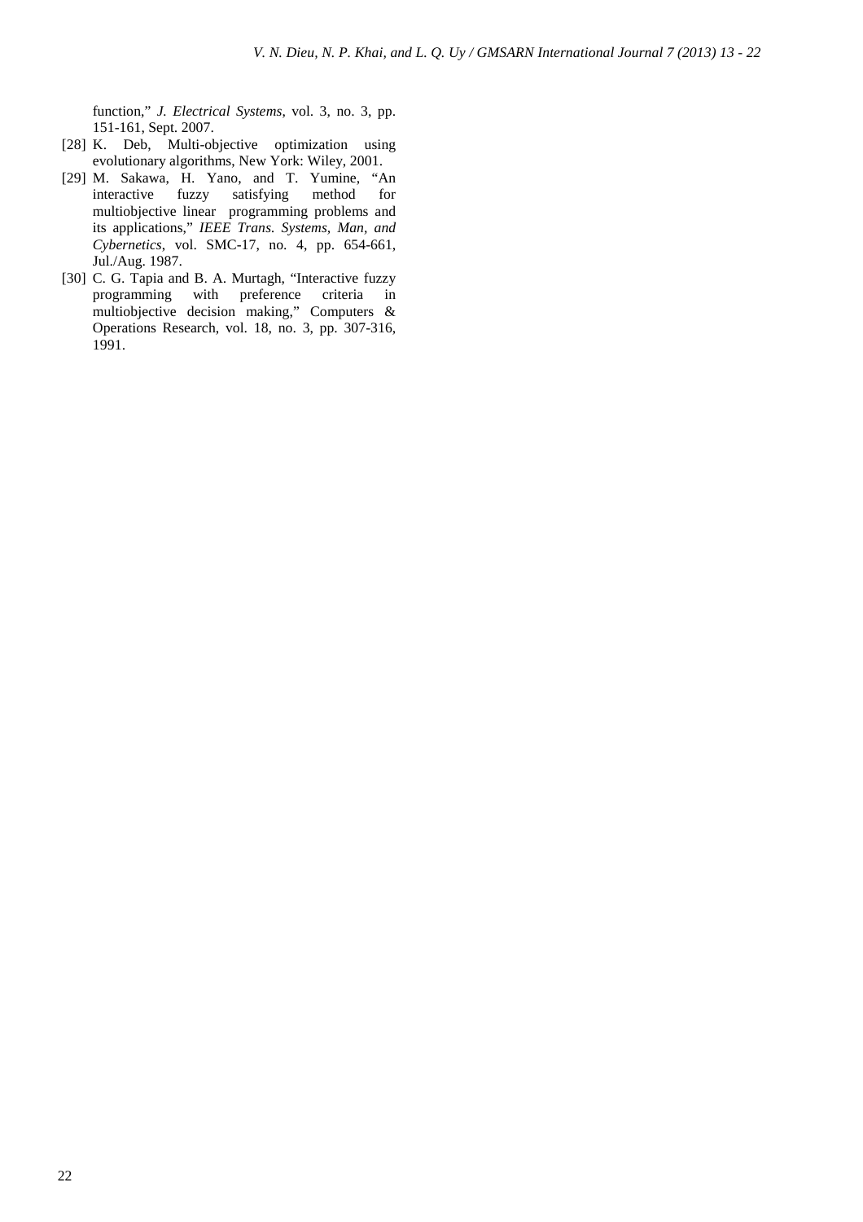function," *J. Electrical Systems*, vol. 3, no. 3, pp. 151-161, Sept. 2007.

[28] K. Deb, Multi-objective optimization using evolutionary algorithms, New York: Wiley, 2001.

[29] M. Sakawa, H. Yano, and T. Yumine, "An interactive fuzzy satisfying method for multiobjective linear programming problems and its applications," *IEEE Trans. Systems, Man, and Cybernetics*, vol. SMC-17, no. 4, pp. 654-661, Jul./Aug. 1987.

[30] C. G. Tapia and B. A. Murtagh, "Interactive fuzzy programming with preference criteria in multiobjective decision making," Computers & Operations Research, vol. 18, no. 3, pp. 307-316, 1991.